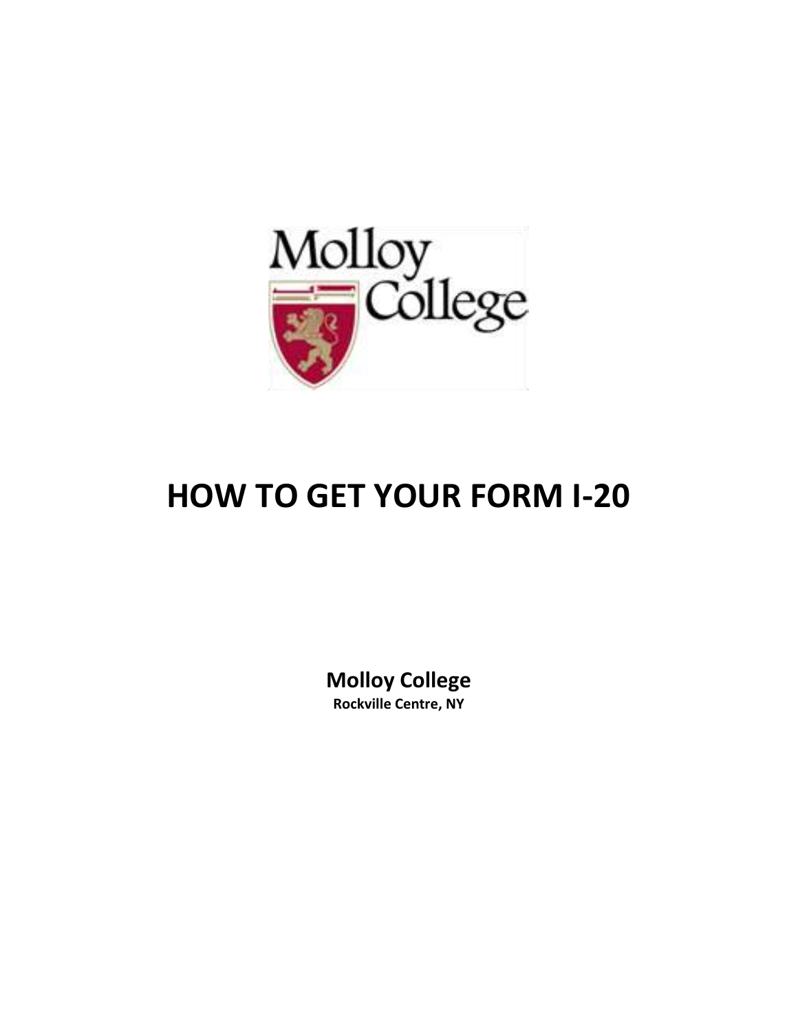# HOW TO GET YOUR FORM I-20

**Molloy College**
**Rockville Centre, NY**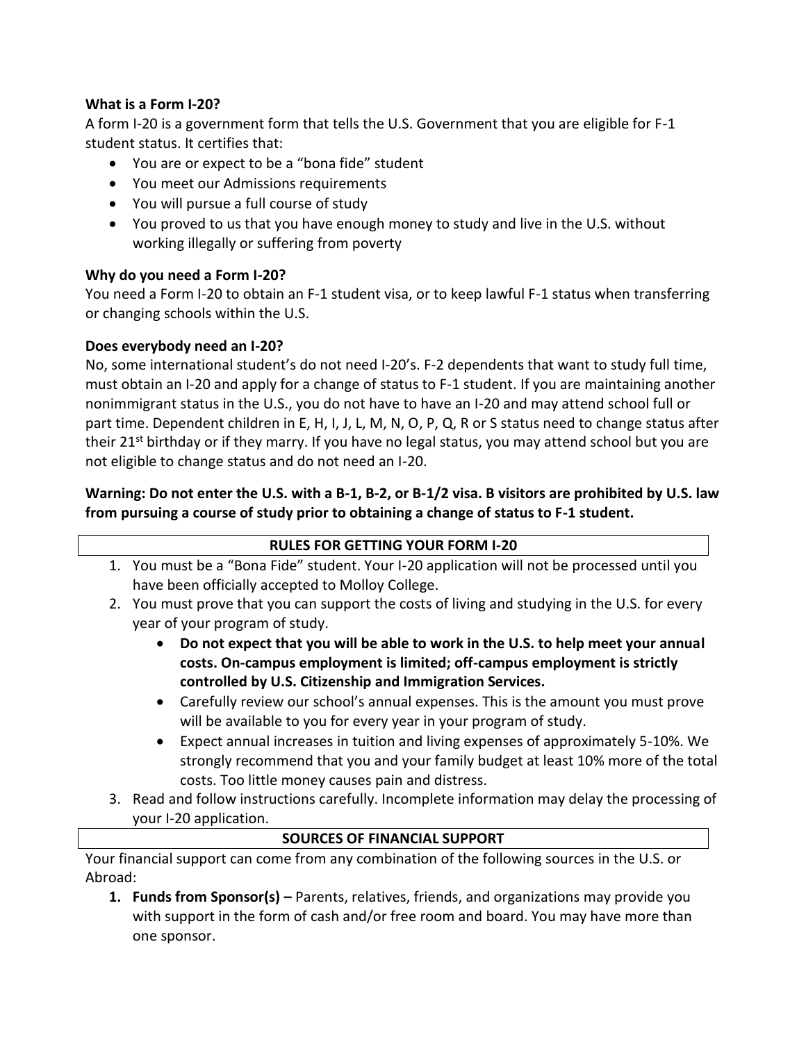**What is a Form I-20?**

A form I-20 is a government form that tells the U.S. Government that you are eligible for F-1 student status. It certifies that:

- You are or expect to be a "bona fide" student
- You meet our Admissions requirements
- You will pursue a full course of study
- You proved to us that you have enough money to study and live in the U.S. without working illegally or suffering from poverty

**Why do you need a Form I-20?**

You need a Form I-20 to obtain an F-1 student visa, or to keep lawful F-1 status when transferring or changing schools within the U.S.

**Does everybody need an I-20?**

No, some international student's do not need I-20's. F-2 dependents that want to study full time, must obtain an I-20 and apply for a change of status to F-1 student. If you are maintaining another nonimmigrant status in the U.S., you do not have to have an I-20 and may attend school full or part time. Dependent children in E, H, I, J, L, M, N, O, P, Q, R or S status need to change status after their 21st birthday or if they marry. If you have no legal status, you may attend school but you are not eligible to change status and do not need an I-20.

**Warning: Do not enter the U.S. with a B-1, B-2, or B-1/2 visa. B visitors are prohibited by U.S. law from pursuing a course of study prior to obtaining a change of status to F-1 student.**

## RULES FOR GETTING YOUR FORM I-20

1. You must be a "Bona Fide" student. Your I-20 application will not be processed until you have been officially accepted to Molloy College.
2. You must prove that you can support the costs of living and studying in the U.S. for every year of your program of study.
   - **Do not expect that you will be able to work in the U.S. to help meet your annual costs. On-campus employment is limited; off-campus employment is strictly controlled by U.S. Citizenship and Immigration Services.**
   - Carefully review our school's annual expenses. This is the amount you must prove will be available to you for every year in your program of study.
   - Expect annual increases in tuition and living expenses of approximately 5-10%. We strongly recommend that you and your family budget at least 10% more of the total costs. Too little money causes pain and distress.
3. Read and follow instructions carefully. Incomplete information may delay the processing of your I-20 application.

## SOURCES OF FINANCIAL SUPPORT

Your financial support can come from any combination of the following sources in the U.S. or Abroad:

1. **Funds from Sponsor(s) –** Parents, relatives, friends, and organizations may provide you with support in the form of cash and/or free room and board. You may have more than one sponsor.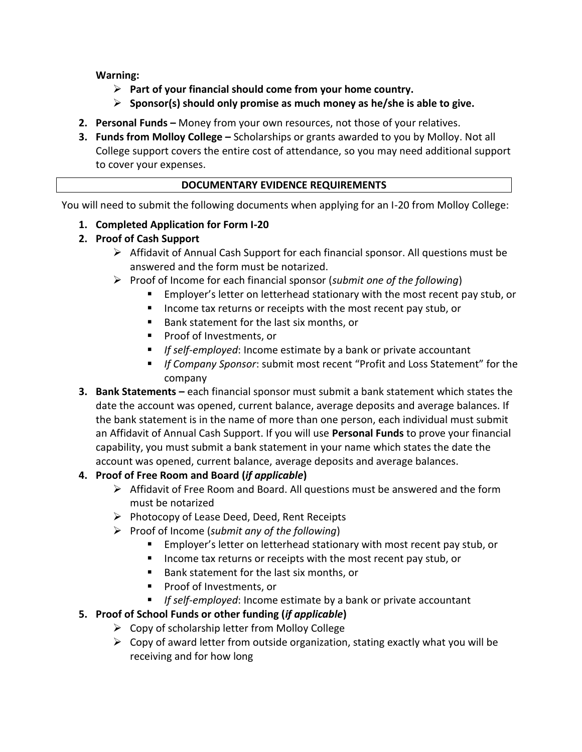**Warning:**

- **Part of your financial should come from your home country.**
- **Sponsor(s) should only promise as much money as he/she is able to give.**

2. **Personal Funds –** Money from your own resources, not those of your relatives.
3. **Funds from Molloy College –** Scholarships or grants awarded to you by Molloy. Not all College support covers the entire cost of attendance, so you may need additional support to cover your expenses.

## DOCUMENTARY EVIDENCE REQUIREMENTS

You will need to submit the following documents when applying for an I-20 from Molloy College:

1. **Completed Application for Form I-20**
2. **Proof of Cash Support**
   - Affidavit of Annual Cash Support for each financial sponsor. All questions must be answered and the form must be notarized.
   - Proof of Income for each financial sponsor (*submit one of the following*)
     - Employer's letter on letterhead stationary with the most recent pay stub, or
     - Income tax returns or receipts with the most recent pay stub, or
     - Bank statement for the last six months, or
     - Proof of Investments, or
     - *If self-employed*: Income estimate by a bank or private accountant
     - *If Company Sponsor*: submit most recent "Profit and Loss Statement" for the company
3. **Bank Statements –** each financial sponsor must submit a bank statement which states the date the account was opened, current balance, average deposits and average balances. If the bank statement is in the name of more than one person, each individual must submit an Affidavit of Annual Cash Support. If you will use **Personal Funds** to prove your financial capability, you must submit a bank statement in your name which states the date the account was opened, current balance, average deposits and average balances.
4. **Proof of Free Room and Board (*if applicable*)**
   - Affidavit of Free Room and Board. All questions must be answered and the form must be notarized
   - Photocopy of Lease Deed, Deed, Rent Receipts
   - Proof of Income (*submit any of the following*)
     - Employer's letter on letterhead stationary with most recent pay stub, or
     - Income tax returns or receipts with the most recent pay stub, or
     - Bank statement for the last six months, or
     - Proof of Investments, or
     - *If self-employed*: Income estimate by a bank or private accountant
5. **Proof of School Funds or other funding (*if applicable*)**
   - Copy of scholarship letter from Molloy College
   - Copy of award letter from outside organization, stating exactly what you will be receiving and for how long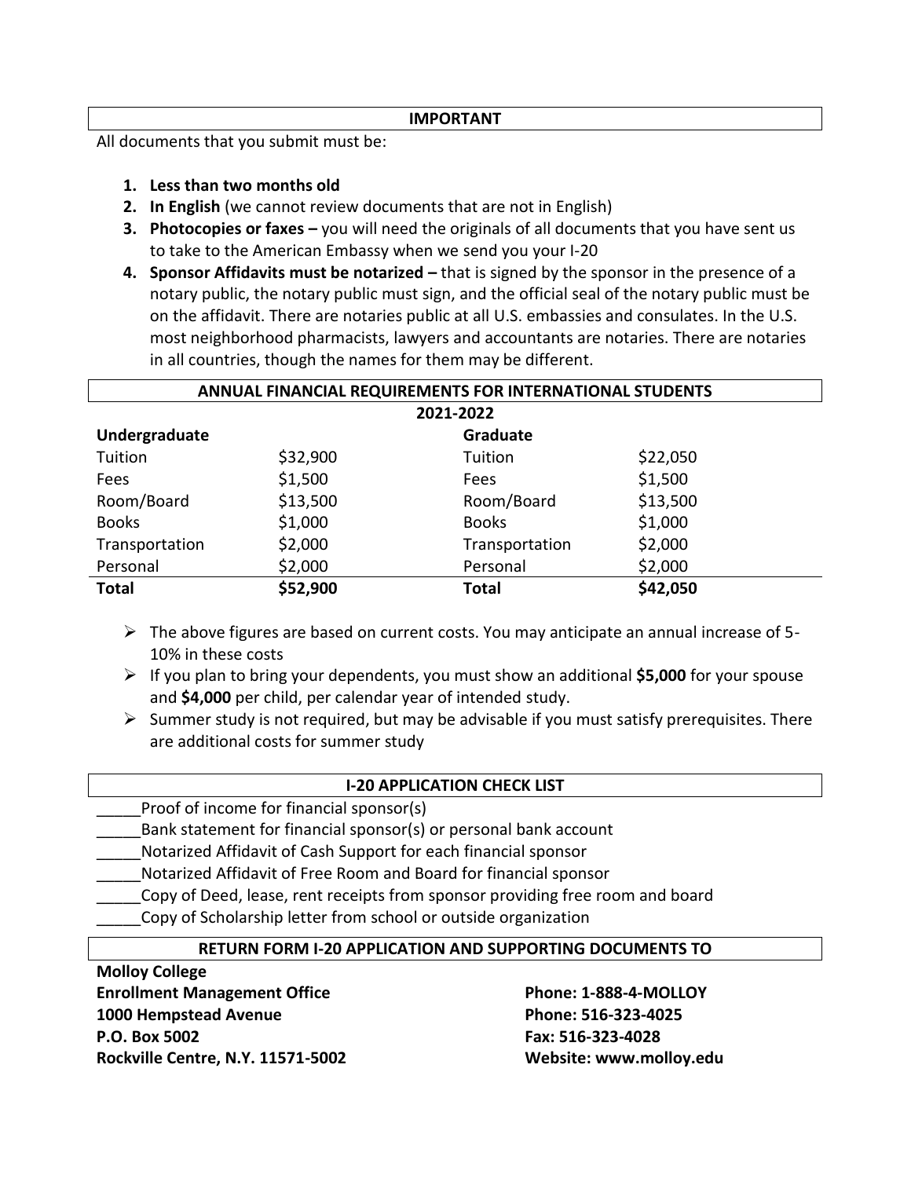## IMPORTANT

All documents that you submit must be:

1. **Less than two months old**
2. **In English** (we cannot review documents that are not in English)
3. **Photocopies or faxes –** you will need the originals of all documents that you have sent us to take to the American Embassy when we send you your I-20
4. **Sponsor Affidavits must be notarized –** that is signed by the sponsor in the presence of a notary public, the notary public must sign, and the official seal of the notary public must be on the affidavit. There are notaries public at all U.S. embassies and consulates. In the U.S. most neighborhood pharmacists, lawyers and accountants are notaries. There are notaries in all countries, though the names for them may be different.

## ANNUAL FINANCIAL REQUIREMENTS FOR INTERNATIONAL STUDENTS

**2021-2022**

| **Undergraduate** | | **Graduate** | |
|---|---|---|---|
| Tuition | $32,900 | Tuition | $22,050 |
| Fees | $1,500 | Fees | $1,500 |
| Room/Board | $13,500 | Room/Board | $13,500 |
| Books | $1,000 | Books | $1,000 |
| Transportation | $2,000 | Transportation | $2,000 |
| Personal | $2,000 | Personal | $2,000 |
| **Total** | **$52,900** | **Total** | **$42,050** |

- The above figures are based on current costs. You may anticipate an annual increase of 5-10% in these costs
- If you plan to bring your dependents, you must show an additional **$5,000** for your spouse and **$4,000** per child, per calendar year of intended study.
- Summer study is not required, but may be advisable if you must satisfy prerequisites. There are additional costs for summer study

## I-20 APPLICATION CHECK LIST

_____Proof of income for financial sponsor(s)

_____Bank statement for financial sponsor(s) or personal bank account

_____Notarized Affidavit of Cash Support for each financial sponsor

_____Notarized Affidavit of Free Room and Board for financial sponsor

_____Copy of Deed, lease, rent receipts from sponsor providing free room and board

_____Copy of Scholarship letter from school or outside organization

## RETURN FORM I-20 APPLICATION AND SUPPORTING DOCUMENTS TO

**Molloy College**
**Enrollment Management Office**
**1000 Hempstead Avenue**
**P.O. Box 5002**
**Rockville Centre, N.Y. 11571-5002**

**Phone: 1-888-4-MOLLOY**
**Phone: 516-323-4025**
**Fax: 516-323-4028**
**Website: www.molloy.edu**